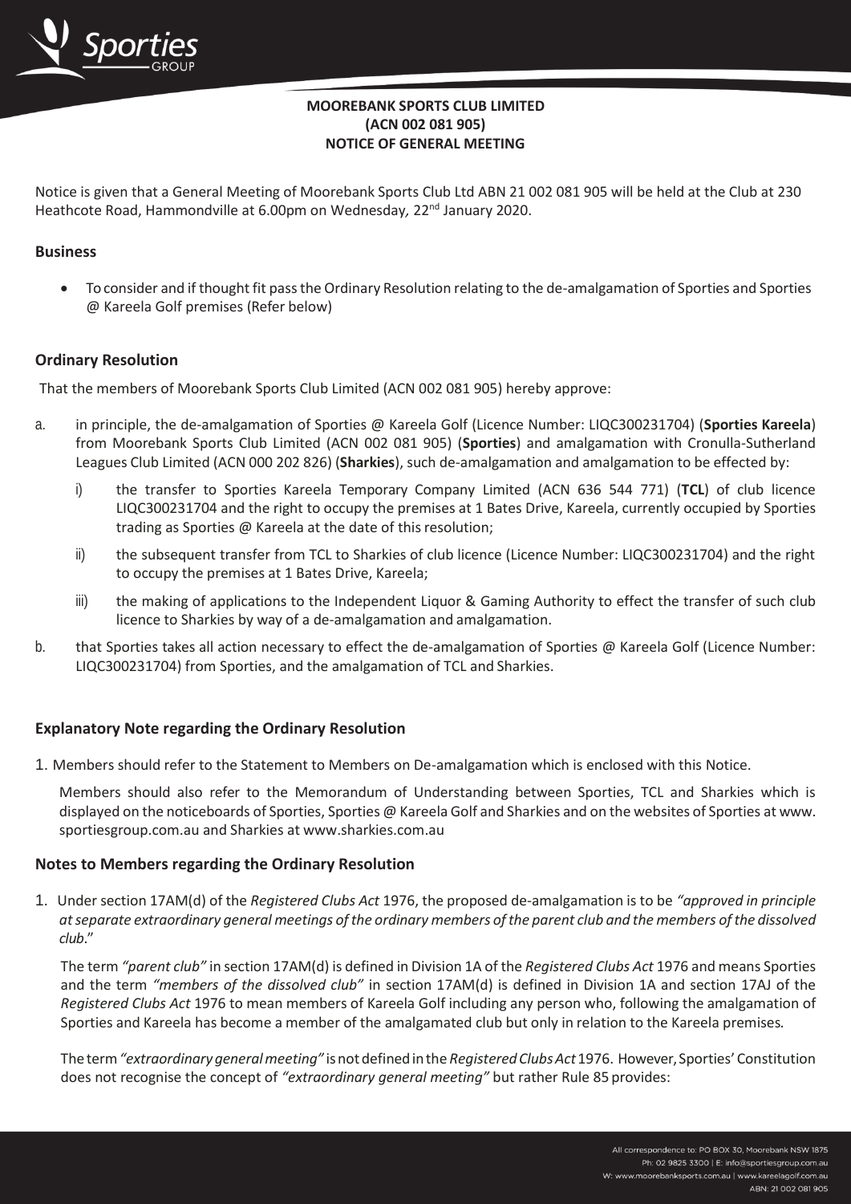**MOOREBANK SPORTS CLUB LIMITED**
**(ACN 002 081 905)**
**NOTICE OF GENERAL MEETING**

Notice is given that a General Meeting of Moorebank Sports Club Ltd ABN 21 002 081 905 will be held at the Club at 230 Heathcote Road, Hammondville at 6.00pm on Wednesday, 22nd January 2020.

## Business

- To consider and if thought fit pass the Ordinary Resolution relating to the de-amalgamation of Sporties and Sporties @ Kareela Golf premises (Refer below)

## Ordinary Resolution

That the members of Moorebank Sports Club Limited (ACN 002 081 905) hereby approve:

a. in principle, the de-amalgamation of Sporties @ Kareela Golf (Licence Number: LIQC300231704) (**Sporties Kareela**) from Moorebank Sports Club Limited (ACN 002 081 905) (**Sporties**) and amalgamation with Cronulla-Sutherland Leagues Club Limited (ACN 000 202 826) (**Sharkies**), such de-amalgamation and amalgamation to be effected by:

   i) the transfer to Sporties Kareela Temporary Company Limited (ACN 636 544 771) (**TCL**) of club licence LIQC300231704 and the right to occupy the premises at 1 Bates Drive, Kareela, currently occupied by Sporties trading as Sporties @ Kareela at the date of this resolution;

   ii) the subsequent transfer from TCL to Sharkies of club licence (Licence Number: LIQC300231704) and the right to occupy the premises at 1 Bates Drive, Kareela;

   iii) the making of applications to the Independent Liquor & Gaming Authority to effect the transfer of such club licence to Sharkies by way of a de-amalgamation and amalgamation.

b. that Sporties takes all action necessary to effect the de-amalgamation of Sporties @ Kareela Golf (Licence Number: LIQC300231704) from Sporties, and the amalgamation of TCL and Sharkies.

## Explanatory Note regarding the Ordinary Resolution

1. Members should refer to the Statement to Members on De-amalgamation which is enclosed with this Notice.

   Members should also refer to the Memorandum of Understanding between Sporties, TCL and Sharkies which is displayed on the noticeboards of Sporties, Sporties @ Kareela Golf and Sharkies and on the websites of Sporties at www. sportiesgroup.com.au and Sharkies at www.sharkies.com.au

## Notes to Members regarding the Ordinary Resolution

1. Under section 17AM(d) of the *Registered Clubs Act* 1976, the proposed de-amalgamation is to be *"approved in principle at separate extraordinary general meetings of the ordinary members of the parent club and the members of the dissolved club*."

   The term *"parent club"* in section 17AM(d) is defined in Division 1A of the *Registered Clubs Act* 1976 and means Sporties and the term *"members of the dissolved club"* in section 17AM(d) is defined in Division 1A and section 17AJ of the *Registered Clubs Act* 1976 to mean members of Kareela Golf including any person who, following the amalgamation of Sporties and Kareela has become a member of the amalgamated club but only in relation to the Kareela premises.

   The term *"extraordinary general meeting"* is not defined in the *Registered Clubs Act* 1976. However, Sporties' Constitution does not recognise the concept of *"extraordinary general meeting"* but rather Rule 85 provides: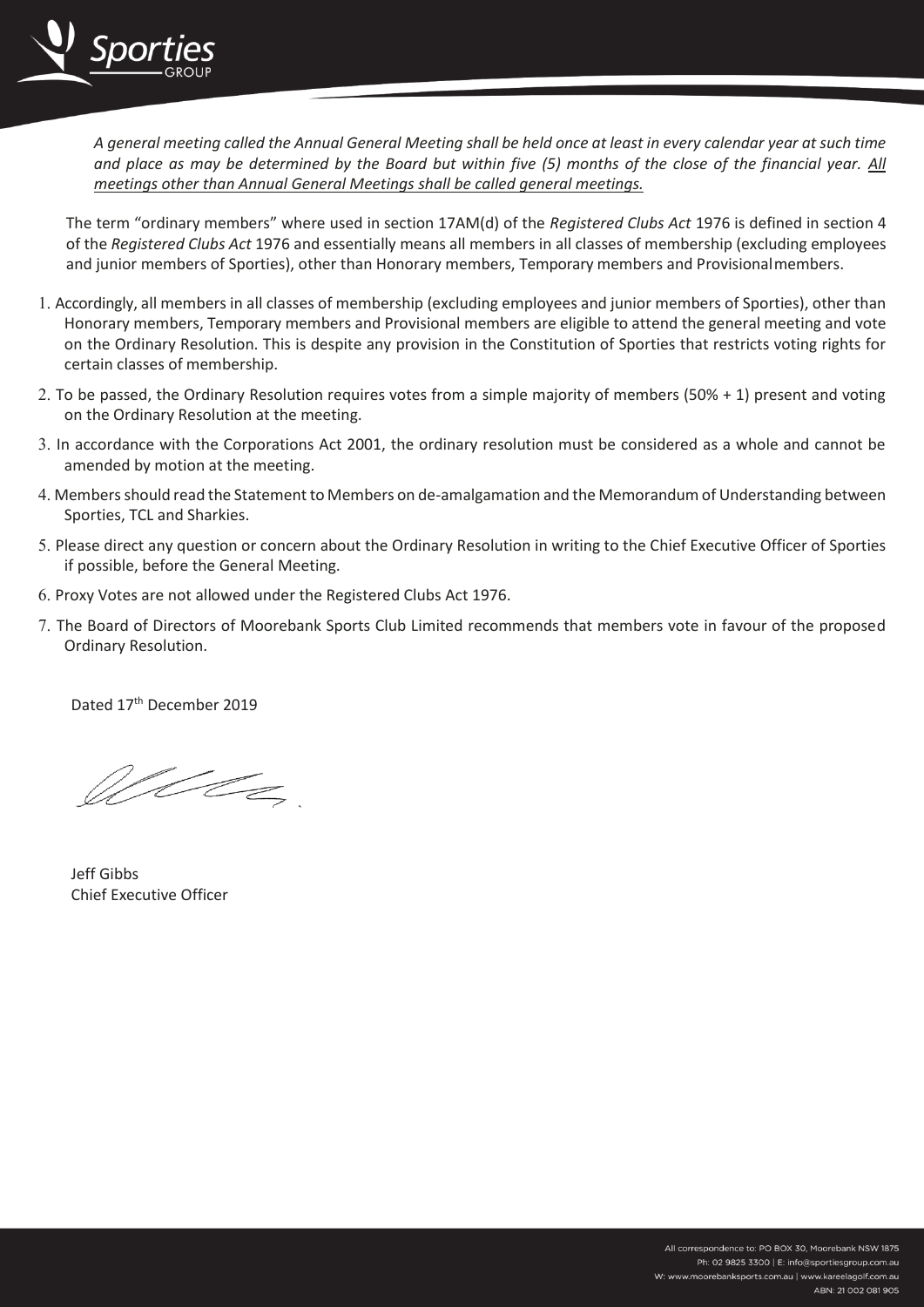*A general meeting called the Annual General Meeting shall be held once at least in every calendar year at such time and place as may be determined by the Board but within five (5) months of the close of the financial year. <u>All meetings other than Annual General Meetings shall be called general meetings.</u>*

The term "ordinary members" where used in section 17AM(d) of the *Registered Clubs Act* 1976 is defined in section 4 of the *Registered Clubs Act* 1976 and essentially means all members in all classes of membership (excluding employees and junior members of Sporties), other than Honorary members, Temporary members and Provisional members.

1. Accordingly, all members in all classes of membership (excluding employees and junior members of Sporties), other than Honorary members, Temporary members and Provisional members are eligible to attend the general meeting and vote on the Ordinary Resolution. This is despite any provision in the Constitution of Sporties that restricts voting rights for certain classes of membership.
2. To be passed, the Ordinary Resolution requires votes from a simple majority of members (50% + 1) present and voting on the Ordinary Resolution at the meeting.
3. In accordance with the Corporations Act 2001, the ordinary resolution must be considered as a whole and cannot be amended by motion at the meeting.
4. Members should read the Statement to Members on de-amalgamation and the Memorandum of Understanding between Sporties, TCL and Sharkies.
5. Please direct any question or concern about the Ordinary Resolution in writing to the Chief Executive Officer of Sporties if possible, before the General Meeting.
6. Proxy Votes are not allowed under the Registered Clubs Act 1976.
7. The Board of Directors of Moorebank Sports Club Limited recommends that members vote in favour of the proposed Ordinary Resolution.

Dated 17th December 2019

Jeff Gibbs
Chief Executive Officer

All correspondence to: PO BOX 30, Moorebank NSW 1875
Ph: 02 9825 3300 | E: info@sportiesgroup.com.au
W: www.moorebanksports.com.au | www.kareelagolf.com.au
ABN: 21 002 081 905